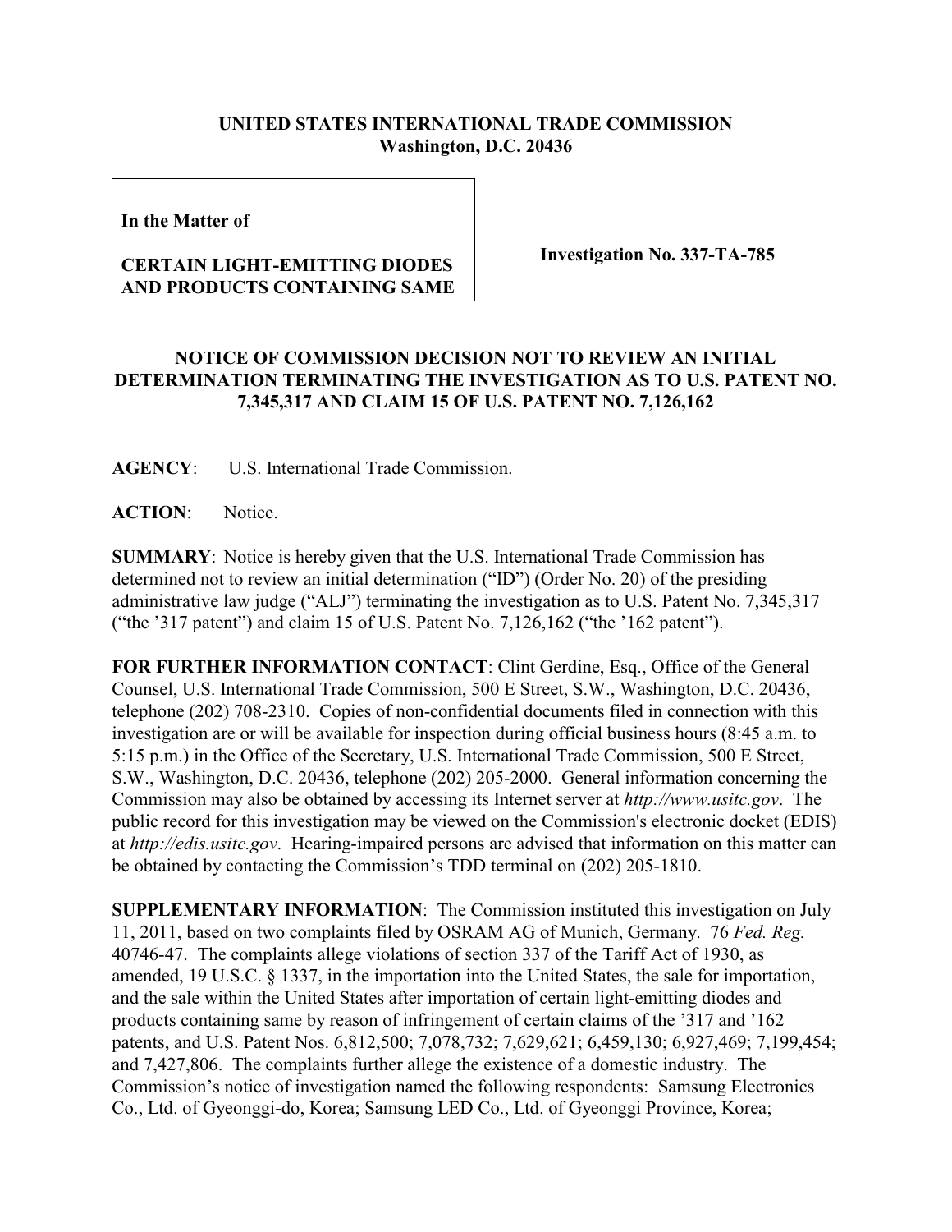**UNITED STATES INTERNATIONAL TRADE COMMISSION**
**Washington, D.C. 20436**

**In the Matter of**

**CERTAIN LIGHT-EMITTING DIODES AND PRODUCTS CONTAINING SAME**

**Investigation No. 337-TA-785**

## NOTICE OF COMMISSION DECISION NOT TO REVIEW AN INITIAL DETERMINATION TERMINATING THE INVESTIGATION AS TO U.S. PATENT NO. 7,345,317 AND CLAIM 15 OF U.S. PATENT NO. 7,126,162

**AGENCY**: U.S. International Trade Commission.

**ACTION**: Notice.

**SUMMARY**: Notice is hereby given that the U.S. International Trade Commission has determined not to review an initial determination ("ID") (Order No. 20) of the presiding administrative law judge ("ALJ") terminating the investigation as to U.S. Patent No. 7,345,317 ("the '317 patent") and claim 15 of U.S. Patent No. 7,126,162 ("the '162 patent").

**FOR FURTHER INFORMATION CONTACT**: Clint Gerdine, Esq., Office of the General Counsel, U.S. International Trade Commission, 500 E Street, S.W., Washington, D.C. 20436, telephone (202) 708-2310. Copies of non-confidential documents filed in connection with this investigation are or will be available for inspection during official business hours (8:45 a.m. to 5:15 p.m.) in the Office of the Secretary, U.S. International Trade Commission, 500 E Street, S.W., Washington, D.C. 20436, telephone (202) 205-2000. General information concerning the Commission may also be obtained by accessing its Internet server at *http://www.usitc.gov*. The public record for this investigation may be viewed on the Commission's electronic docket (EDIS) at *http://edis.usitc.gov*. Hearing-impaired persons are advised that information on this matter can be obtained by contacting the Commission's TDD terminal on (202) 205-1810.

**SUPPLEMENTARY INFORMATION**: The Commission instituted this investigation on July 11, 2011, based on two complaints filed by OSRAM AG of Munich, Germany. 76 *Fed. Reg.* 40746-47. The complaints allege violations of section 337 of the Tariff Act of 1930, as amended, 19 U.S.C. § 1337, in the importation into the United States, the sale for importation, and the sale within the United States after importation of certain light-emitting diodes and products containing same by reason of infringement of certain claims of the '317 and '162 patents, and U.S. Patent Nos. 6,812,500; 7,078,732; 7,629,621; 6,459,130; 6,927,469; 7,199,454; and 7,427,806. The complaints further allege the existence of a domestic industry. The Commission's notice of investigation named the following respondents: Samsung Electronics Co., Ltd. of Gyeonggi-do, Korea; Samsung LED Co., Ltd. of Gyeonggi Province, Korea;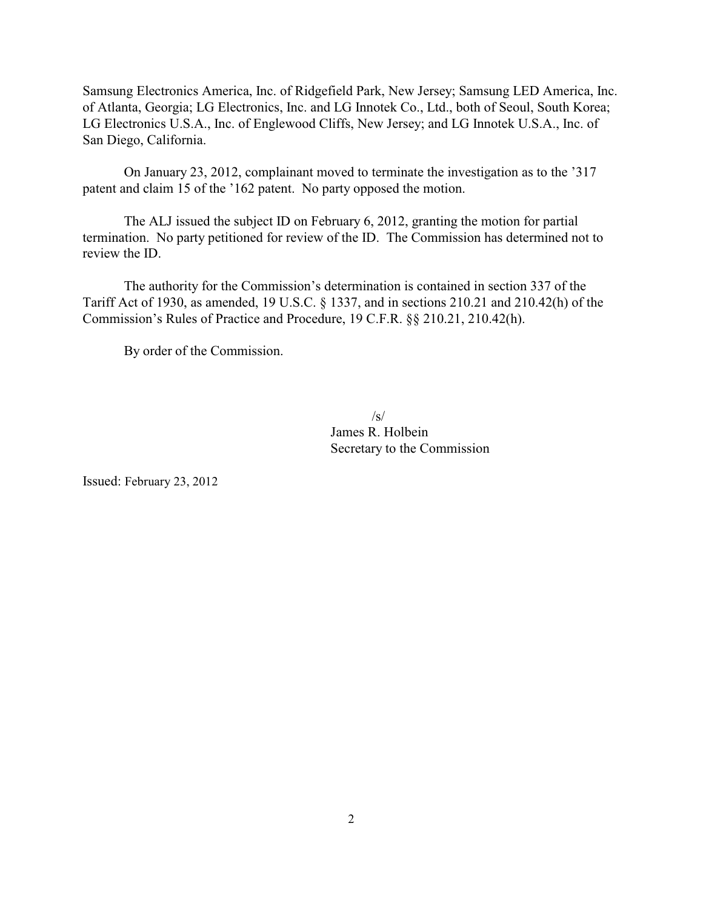Samsung Electronics America, Inc. of Ridgefield Park, New Jersey; Samsung LED America, Inc. of Atlanta, Georgia; LG Electronics, Inc. and LG Innotek Co., Ltd., both of Seoul, South Korea; LG Electronics U.S.A., Inc. of Englewood Cliffs, New Jersey; and LG Innotek U.S.A., Inc. of San Diego, California.

On January 23, 2012, complainant moved to terminate the investigation as to the '317 patent and claim 15 of the '162 patent. No party opposed the motion.

The ALJ issued the subject ID on February 6, 2012, granting the motion for partial termination. No party petitioned for review of the ID. The Commission has determined not to review the ID.

The authority for the Commission's determination is contained in section 337 of the Tariff Act of 1930, as amended, 19 U.S.C. § 1337, and in sections 210.21 and 210.42(h) of the Commission's Rules of Practice and Procedure, 19 C.F.R. §§ 210.21, 210.42(h).

By order of the Commission.

/s/
James R. Holbein
Secretary to the Commission

Issued: February 23, 2012